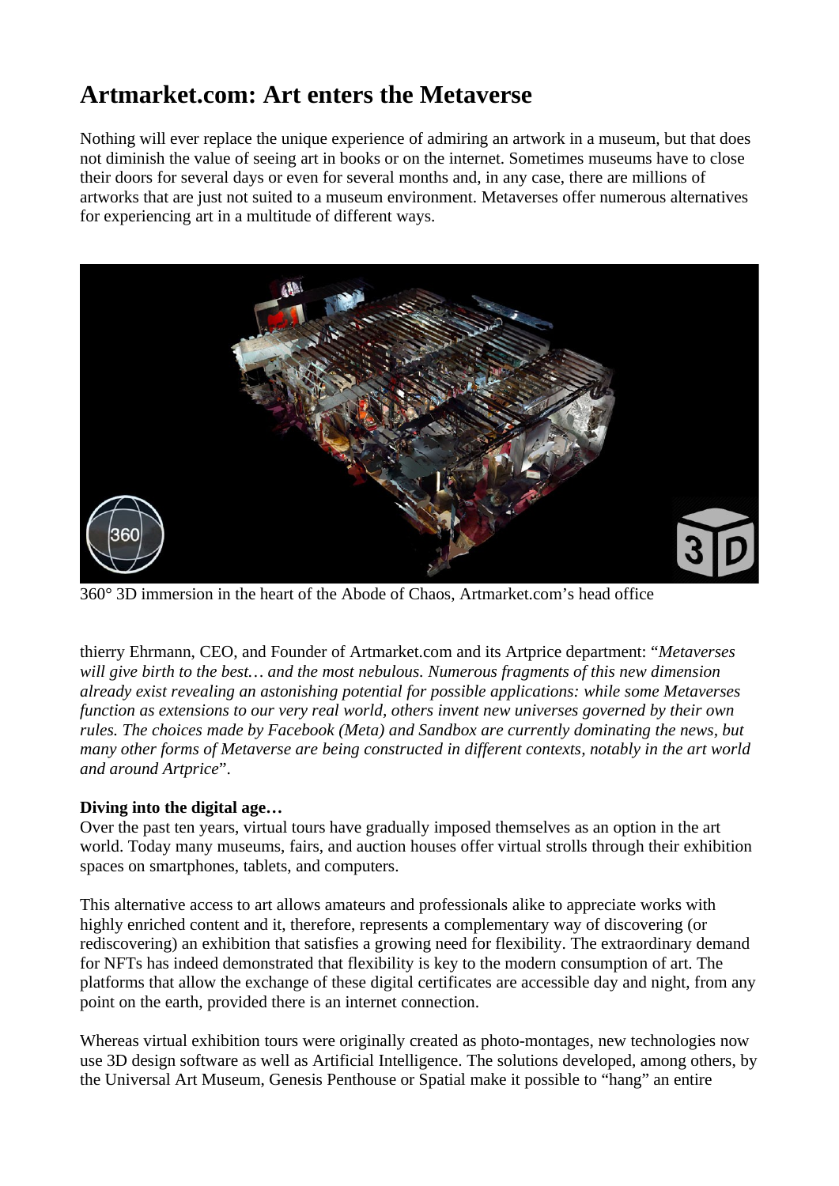# Artmarket.com: Art enters the Metaverse

Nothing will ever replace the unique experience of admiring an artwork in a museum, but that does not diminish the value of seeing art in books or on the internet. Sometimes museums have to close their doors for several days or even for several months and, in any case, there are millions of artworks that are just not suited to a museum environment. Metaverses offer numerous alternatives for experiencing art in a multitude of different ways.

360° 3D immersion in the heart of the Abode of Chaos, Artmarket.com's head office

thierry Ehrmann, CEO, and Founder of Artmarket.com and its Artprice department: "*Metaverses will give birth to the best… and the most nebulous. Numerous fragments of this new dimension already exist revealing an astonishing potential for possible applications: while some Metaverses function as extensions to our very real world, others invent new universes governed by their own rules. The choices made by Facebook (Meta) and Sandbox are currently dominating the news, but many other forms of Metaverse are being constructed in different contexts, notably in the art world and around Artprice*".

**Diving into the digital age…**

Over the past ten years, virtual tours have gradually imposed themselves as an option in the art world. Today many museums, fairs, and auction houses offer virtual strolls through their exhibition spaces on smartphones, tablets, and computers.

This alternative access to art allows amateurs and professionals alike to appreciate works with highly enriched content and it, therefore, represents a complementary way of discovering (or rediscovering) an exhibition that satisfies a growing need for flexibility. The extraordinary demand for NFTs has indeed demonstrated that flexibility is key to the modern consumption of art. The platforms that allow the exchange of these digital certificates are accessible day and night, from any point on the earth, provided there is an internet connection.

Whereas virtual exhibition tours were originally created as photo-montages, new technologies now use 3D design software as well as Artificial Intelligence. The solutions developed, among others, by the Universal Art Museum, Genesis Penthouse or Spatial make it possible to "hang" an entire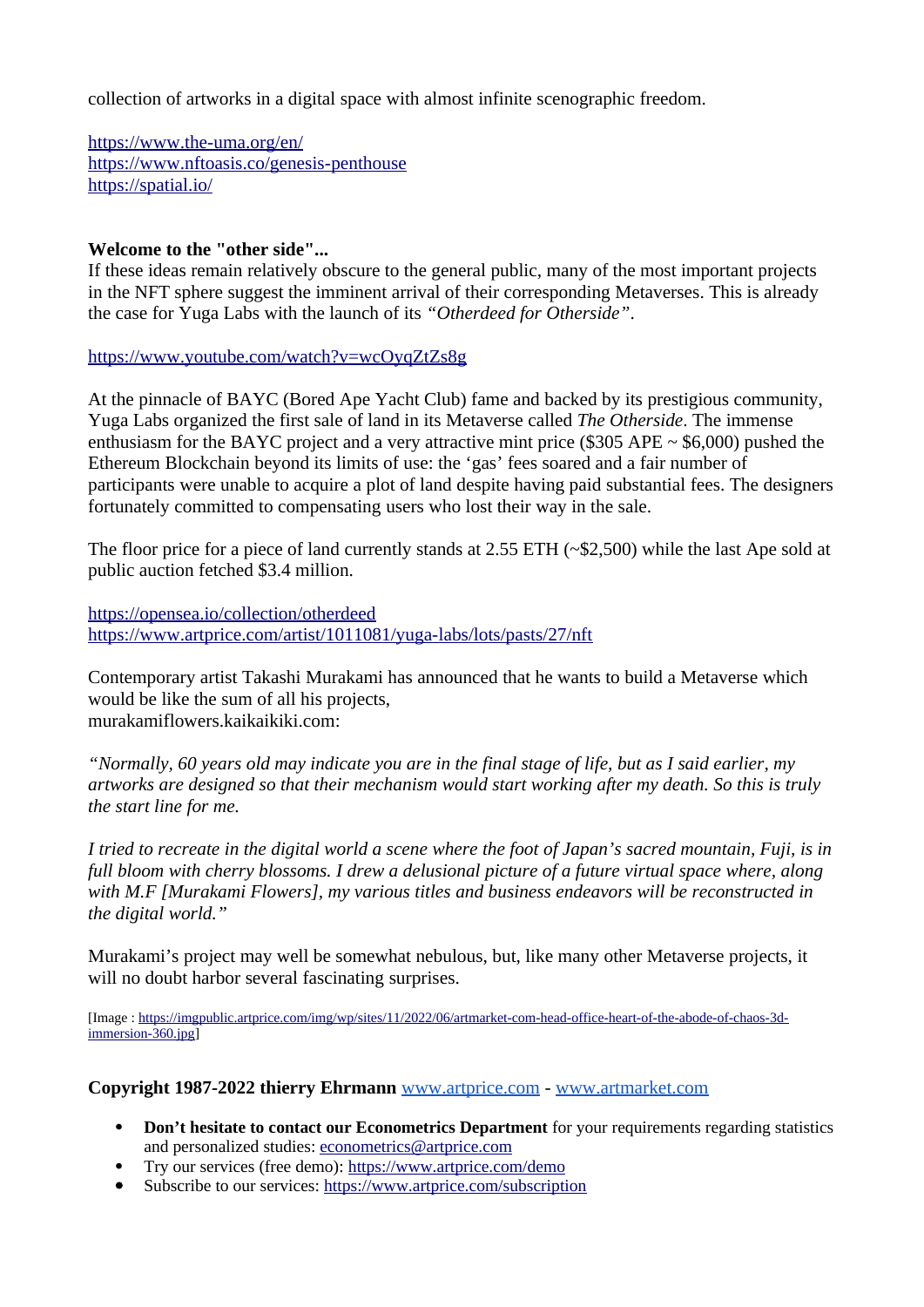collection of artworks in a digital space with almost infinite scenographic freedom.

https://www.the-uma.org/en/
https://www.nftoasis.co/genesis-penthouse
https://spatial.io/

**Welcome to the "other side"...**
If these ideas remain relatively obscure to the general public, many of the most important projects in the NFT sphere suggest the imminent arrival of their corresponding Metaverses. This is already the case for Yuga Labs with the launch of its *"Otherdeed for Otherside"*.

https://www.youtube.com/watch?v=wcOyqZtZs8g

At the pinnacle of BAYC (Bored Ape Yacht Club) fame and backed by its prestigious community, Yuga Labs organized the first sale of land in its Metaverse called *The Otherside*. The immense enthusiasm for the BAYC project and a very attractive mint price ($305 APE ~ $6,000) pushed the Ethereum Blockchain beyond its limits of use: the 'gas' fees soared and a fair number of participants were unable to acquire a plot of land despite having paid substantial fees. The designers fortunately committed to compensating users who lost their way in the sale.

The floor price for a piece of land currently stands at 2.55 ETH (~$2,500) while the last Ape sold at public auction fetched $3.4 million.

https://opensea.io/collection/otherdeed
https://www.artprice.com/artist/1011081/yuga-labs/lots/pasts/27/nft

Contemporary artist Takashi Murakami has announced that he wants to build a Metaverse which would be like the sum of all his projects,
murakamiflowers.kaikaikiki.com:

*"Normally, 60 years old may indicate you are in the final stage of life, but as I said earlier, my artworks are designed so that their mechanism would start working after my death. So this is truly the start line for me.*

*I tried to recreate in the digital world a scene where the foot of Japan's sacred mountain, Fuji, is in full bloom with cherry blossoms. I drew a delusional picture of a future virtual space where, along with M.F [Murakami Flowers], my various titles and business endeavors will be reconstructed in the digital world."*

Murakami's project may well be somewhat nebulous, but, like many other Metaverse projects, it will no doubt harbor several fascinating surprises.

[Image : https://imgpublic.artprice.com/img/wp/sites/11/2022/06/artmarket-com-head-office-heart-of-the-abode-of-chaos-3d-immersion-360.jpg]

**Copyright 1987-2022 thierry Ehrmann** www.artprice.com - www.artmarket.com

- **Don't hesitate to contact our Econometrics Department** for your requirements regarding statistics and personalized studies: econometrics@artprice.com
- Try our services (free demo): https://www.artprice.com/demo
- Subscribe to our services: https://www.artprice.com/subscription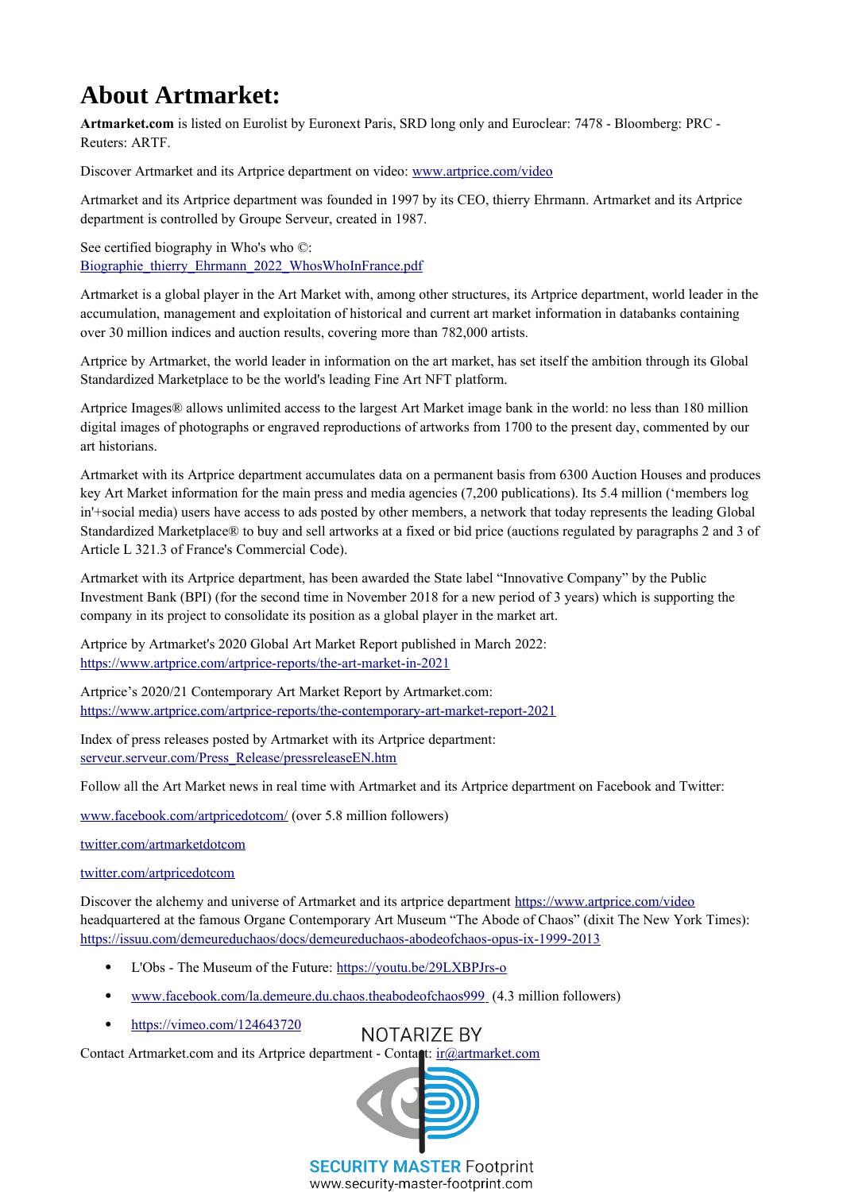# About Artmarket:

**Artmarket.com** is listed on Eurolist by Euronext Paris, SRD long only and Euroclear: 7478 - Bloomberg: PRC - Reuters: ARTF.

Discover Artmarket and its Artprice department on video: www.artprice.com/video

Artmarket and its Artprice department was founded in 1997 by its CEO, thierry Ehrmann. Artmarket and its Artprice department is controlled by Groupe Serveur, created in 1987.

See certified biography in Who's who ©:
Biographie_thierry_Ehrmann_2022_WhosWhoInFrance.pdf

Artmarket is a global player in the Art Market with, among other structures, its Artprice department, world leader in the accumulation, management and exploitation of historical and current art market information in databanks containing over 30 million indices and auction results, covering more than 782,000 artists.

Artprice by Artmarket, the world leader in information on the art market, has set itself the ambition through its Global Standardized Marketplace to be the world's leading Fine Art NFT platform.

Artprice Images® allows unlimited access to the largest Art Market image bank in the world: no less than 180 million digital images of photographs or engraved reproductions of artworks from 1700 to the present day, commented by our art historians.

Artmarket with its Artprice department accumulates data on a permanent basis from 6300 Auction Houses and produces key Art Market information for the main press and media agencies (7,200 publications). Its 5.4 million ('members log in'+social media) users have access to ads posted by other members, a network that today represents the leading Global Standardized Marketplace® to buy and sell artworks at a fixed or bid price (auctions regulated by paragraphs 2 and 3 of Article L 321.3 of France's Commercial Code).

Artmarket with its Artprice department, has been awarded the State label "Innovative Company" by the Public Investment Bank (BPI) (for the second time in November 2018 for a new period of 3 years) which is supporting the company in its project to consolidate its position as a global player in the market art.

Artprice by Artmarket's 2020 Global Art Market Report published in March 2022:
https://www.artprice.com/artprice-reports/the-art-market-in-2021

Artprice's 2020/21 Contemporary Art Market Report by Artmarket.com:
https://www.artprice.com/artprice-reports/the-contemporary-art-market-report-2021

Index of press releases posted by Artmarket with its Artprice department:
serveur.serveur.com/Press_Release/pressreleaseEN.htm

Follow all the Art Market news in real time with Artmarket and its Artprice department on Facebook and Twitter:

www.facebook.com/artpricedotcom/ (over 5.8 million followers)

twitter.com/artmarketdotcom

twitter.com/artpricedotcom

Discover the alchemy and universe of Artmarket and its artprice department https://www.artprice.com/video headquartered at the famous Organe Contemporary Art Museum "The Abode of Chaos" (dixit The New York Times): https://issuu.com/demeureduchaos/docs/demeureduchaos-abodeofchaos-opus-ix-1999-2013

- L'Obs - The Museum of the Future: https://youtu.be/29LXBPJrs-o
- www.facebook.com/la.demeure.du.chaos.theabodeofchaos999 (4.3 million followers)
- https://vimeo.com/124643720

Contact Artmarket.com and its Artprice department - Contact: ir@artmarket.com

NOTARIZE BY

SECURITY MASTER Footprint
www.security-master-footprint.com